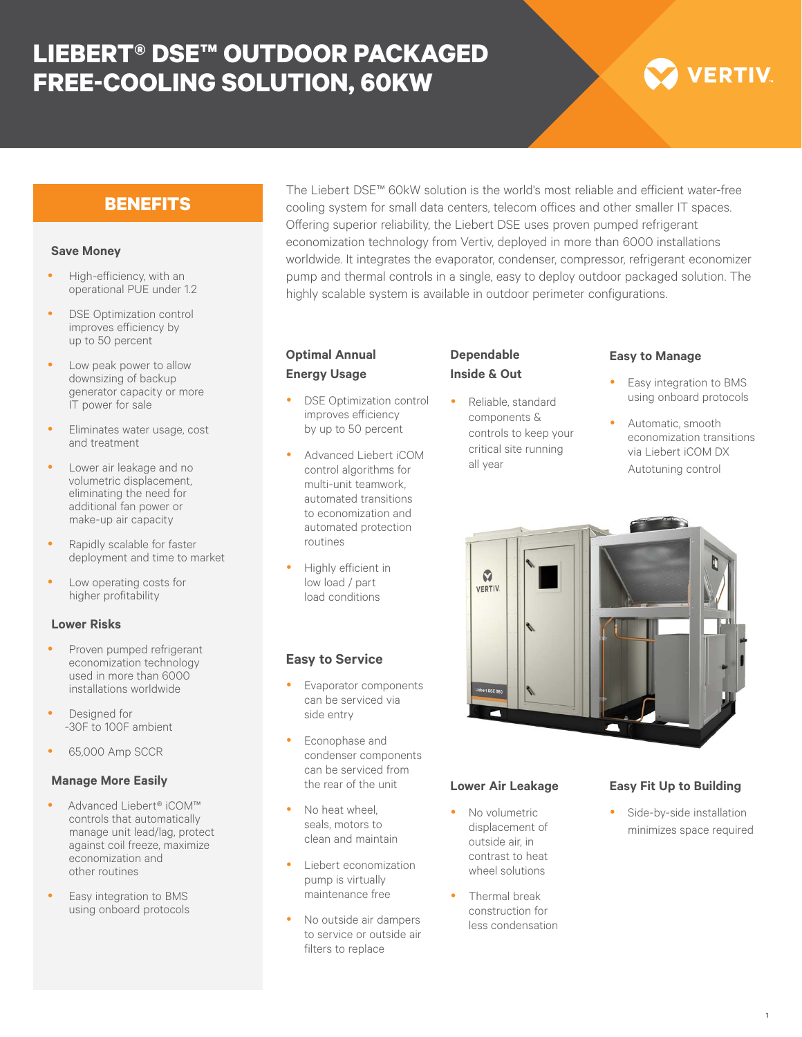# LIEBERT® DSE™ OUTDOOR PACKAGED FREE-COOLING SOLUTION, 60KW

## BENEFITS

### Save Money

- High-efficiency, with an operational PUE under 1.2
- DSE Optimization control improves efficiency by up to 50 percent
- Low peak power to allow downsizing of backup generator capacity or more IT power for sale
- Eliminates water usage, cost and treatment
- Lower air leakage and no volumetric displacement, eliminating the need for additional fan power or make-up air capacity
- Rapidly scalable for faster deployment and time to market
- Low operating costs for higher profitability

### Lower Risks

- Proven pumped refrigerant economization technology used in more than 6000 installations worldwide
- Designed for -30F to 100F ambient
- 65,000 Amp SCCR

### Manage More Easily

- Advanced Liebert® iCOM™ controls that automatically manage unit lead/lag, protect against coil freeze, maximize economization and other routines
- Easy integration to BMS using onboard protocols

The Liebert DSE™ 60kW solution is the world's most reliable and efficient water-free cooling system for small data centers, telecom offices and other smaller IT spaces. Offering superior reliability, the Liebert DSE uses proven pumped refrigerant economization technology from Vertiv, deployed in more than 6000 installations worldwide. It integrates the evaporator, condenser, compressor, refrigerant economizer pump and thermal controls in a single, easy to deploy outdoor packaged solution. The highly scalable system is available in outdoor perimeter configurations.

### Optimal Annual Energy Usage

- DSE Optimization control improves efficiency by up to 50 percent
- Advanced Liebert iCOM control algorithms for multi-unit teamwork, automated transitions to economization and automated protection routines
- Highly efficient in low load / part load conditions

### Dependable Inside & Out

- Reliable, standard components & controls to keep your critical site running all year

### Easy to Manage

- Easy integration to BMS using onboard protocols
- Automatic, smooth economization transitions via Liebert iCOM DX Autotuning control

### Easy to Service

- Evaporator components can be serviced via side entry
- Econophase and condenser components can be serviced from the rear of the unit
- No heat wheel, seals, motors to clean and maintain
- Liebert economization pump is virtually maintenance free
- No outside air dampers to service or outside air filters to replace

### Lower Air Leakage

- No volumetric displacement of outside air, in contrast to heat wheel solutions
- Thermal break construction for less condensation

### Easy Fit Up to Building

- Side-by-side installation minimizes space required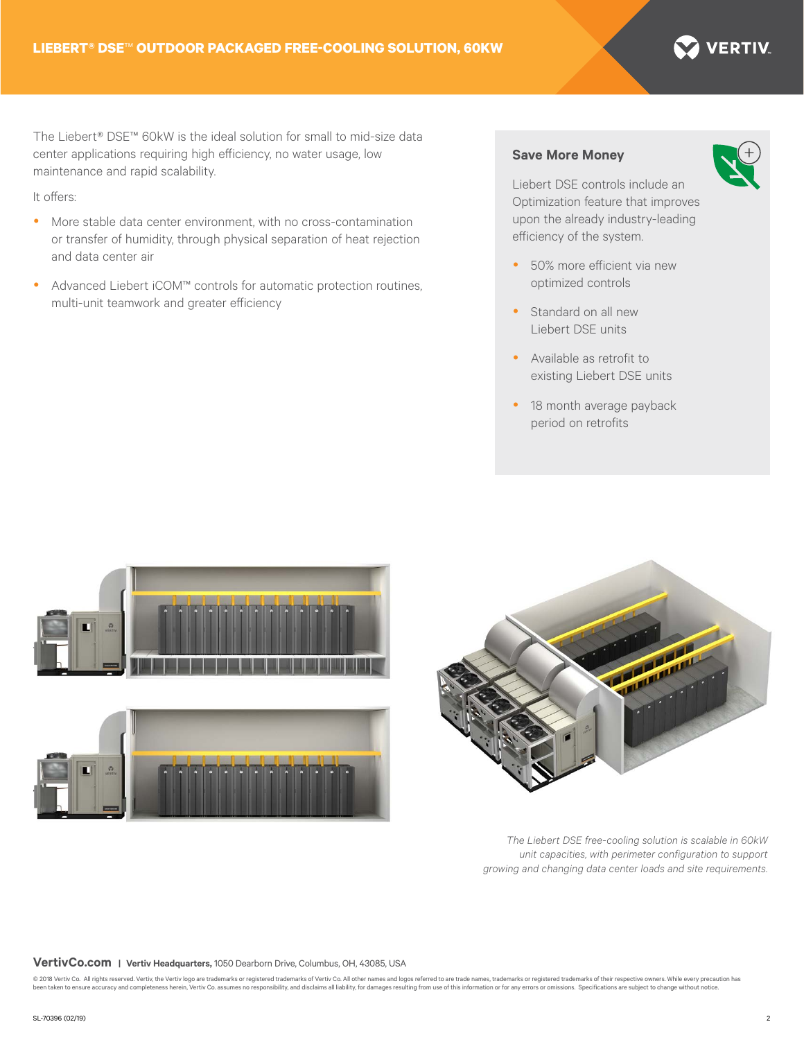The Liebert® DSE™ 60kW is the ideal solution for small to mid-size data center applications requiring high efficiency, no water usage, low maintenance and rapid scalability.

It offers:

- More stable data center environment, with no cross-contamination or transfer of humidity, through physical separation of heat rejection and data center air
- Advanced Liebert iCOM™ controls for automatic protection routines, multi-unit teamwork and greater efficiency

## Save More Money

Liebert DSE controls include an Optimization feature that improves upon the already industry-leading efficiency of the system.

- 50% more efficient via new optimized controls
- Standard on all new Liebert DSE units
- Available as retrofit to existing Liebert DSE units
- 18 month average payback period on retrofits

*The Liebert DSE free-cooling solution is scalable in 60kW unit capacities, with perimeter configuration to support growing and changing data center loads and site requirements.*

**VertivCo.com** | **Vertiv Headquarters,** 1050 Dearborn Drive, Columbus, OH, 43085, USA

© 2018 Vertiv Co. All rights reserved. Vertiv, the Vertiv logo are trademarks or registered trademarks of Vertiv Co. All other names and logos referred to are trade names, trademarks or registered trademarks of their respective owners. While every precaution has been taken to ensure accuracy and completeness herein, Vertiv Co. assumes no responsibility, and disclaims all liability, for damages resulting from use of this information or for any errors or omissions. Specifications are subject to change without notice.

SL-70396 (02/19)